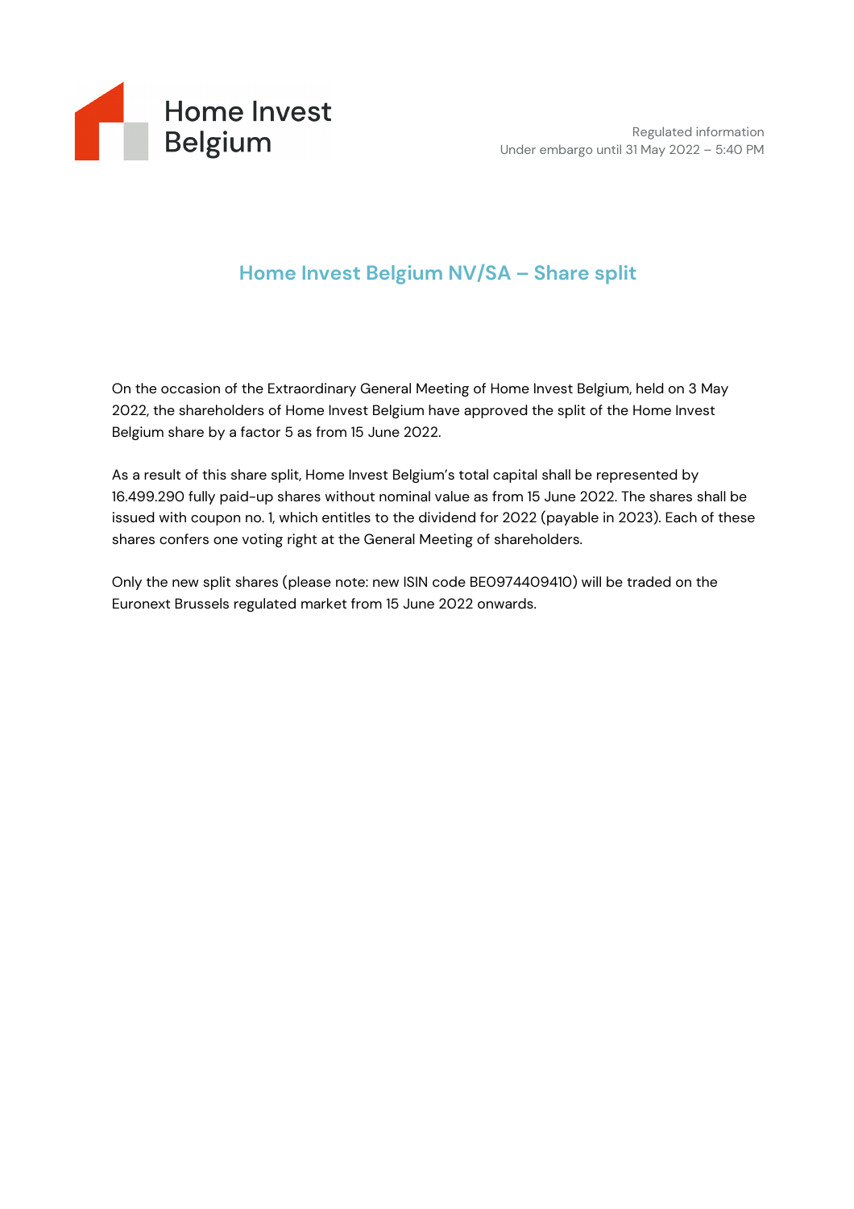Home Invest Belgium

Regulated information
Under embargo until 31 May 2022 – 5:40 PM

# Home Invest Belgium NV/SA – Share split

On the occasion of the Extraordinary General Meeting of Home Invest Belgium, held on 3 May 2022, the shareholders of Home Invest Belgium have approved the split of the Home Invest Belgium share by a factor 5 as from 15 June 2022.

As a result of this share split, Home Invest Belgium's total capital shall be represented by 16.499.290 fully paid-up shares without nominal value as from 15 June 2022. The shares shall be issued with coupon no. 1, which entitles to the dividend for 2022 (payable in 2023). Each of these shares confers one voting right at the General Meeting of shareholders.

Only the new split shares (please note: new ISIN code BE0974409410) will be traded on the Euronext Brussels regulated market from 15 June 2022 onwards.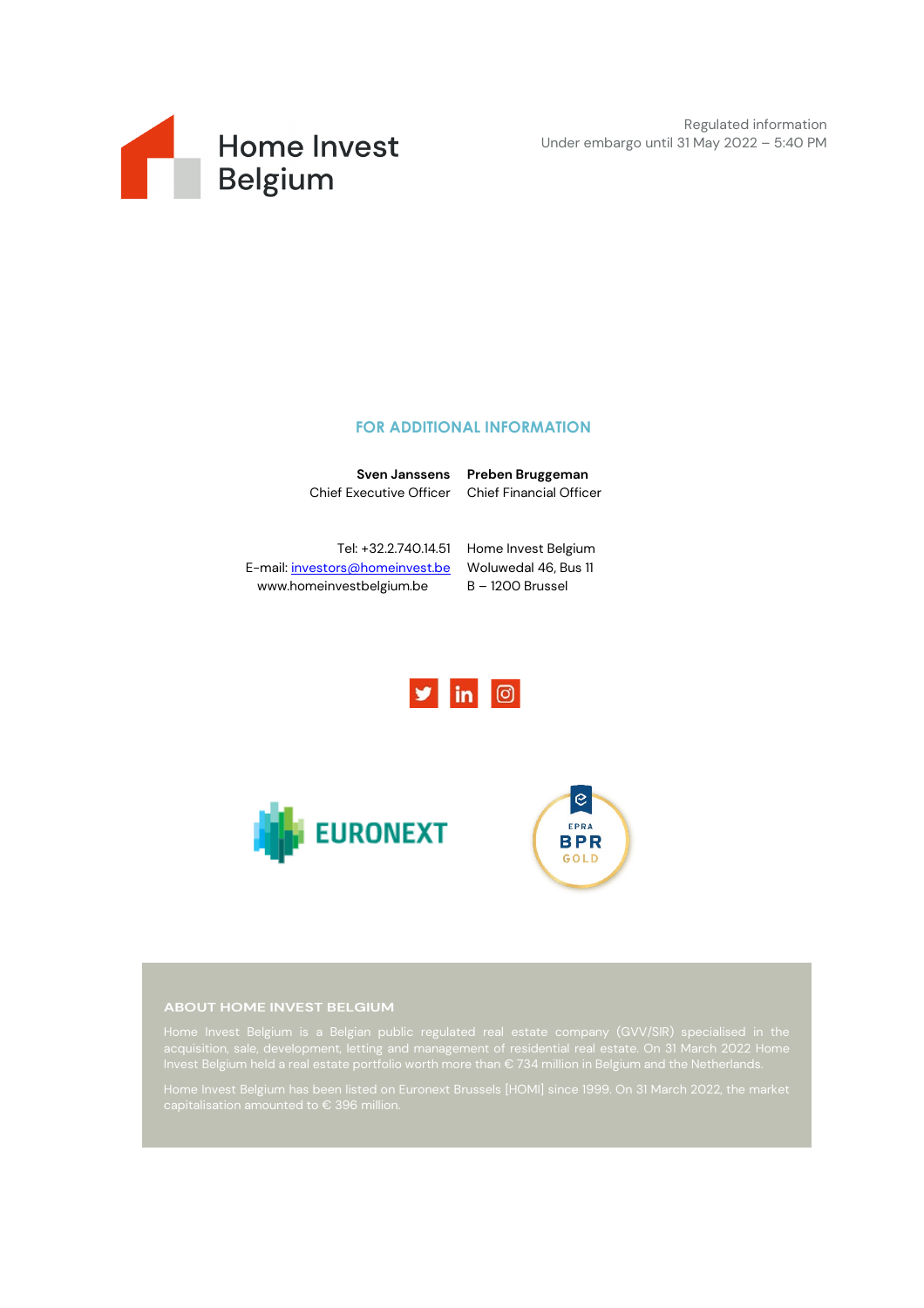Home Invest Belgium

Regulated information
Under embargo until 31 May 2022 – 5:40 PM

## FOR ADDITIONAL INFORMATION

**Sven Janssens**
Chief Executive Officer

**Preben Bruggeman**
Chief Financial Officer

Tel: +32.2.740.14.51
E-mail: investors@homeinvest.be
www.homeinvestbelgium.be

Home Invest Belgium
Woluwedal 46, Bus 11
B – 1200 Brussel

EURONEXT

EPRA BPR GOLD

## ABOUT HOME INVEST BELGIUM

Home Invest Belgium is a Belgian public regulated real estate company (GVV/SIR) specialised in the acquisition, sale, development, letting and management of residential real estate. On 31 March 2022 Home Invest Belgium held a real estate portfolio worth more than € 734 million in Belgium and the Netherlands.

Home Invest Belgium has been listed on Euronext Brussels [HOMI] since 1999. On 31 March 2022, the market capitalisation amounted to € 396 million.